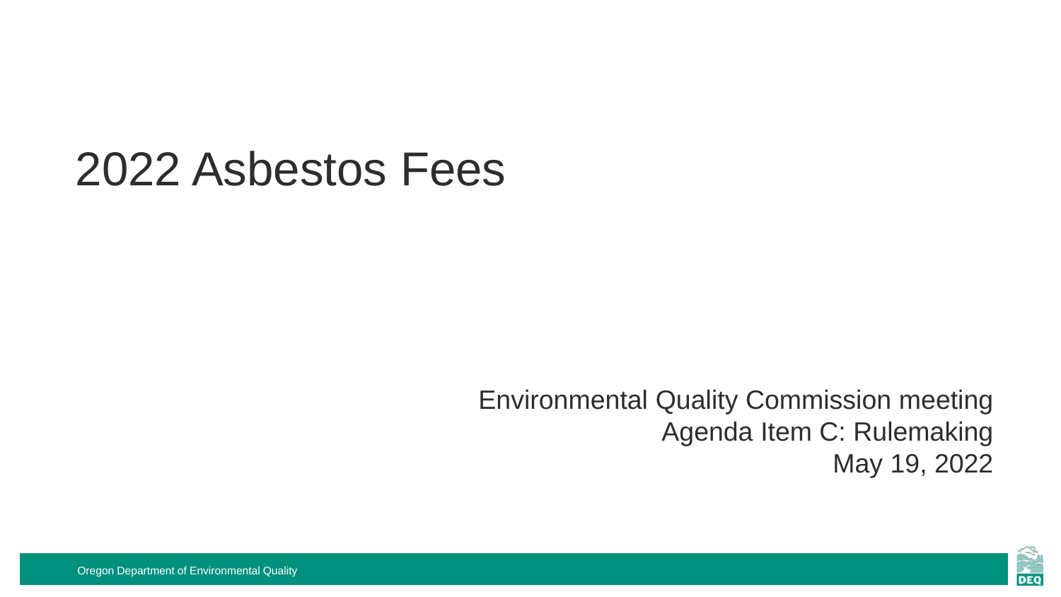# 2022 Asbestos Fees

Environmental Quality Commission meeting
Agenda Item C: Rulemaking
May 19, 2022

Oregon Department of Environmental Quality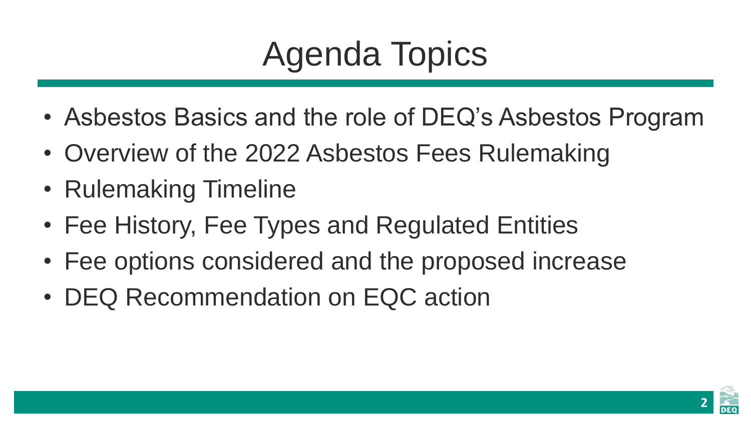# Agenda Topics

- Asbestos Basics and the role of DEQ's Asbestos Program
- Overview of the 2022 Asbestos Fees Rulemaking
- Rulemaking Timeline
- Fee History, Fee Types and Regulated Entities
- Fee options considered and the proposed increase
- DEQ Recommendation on EQC action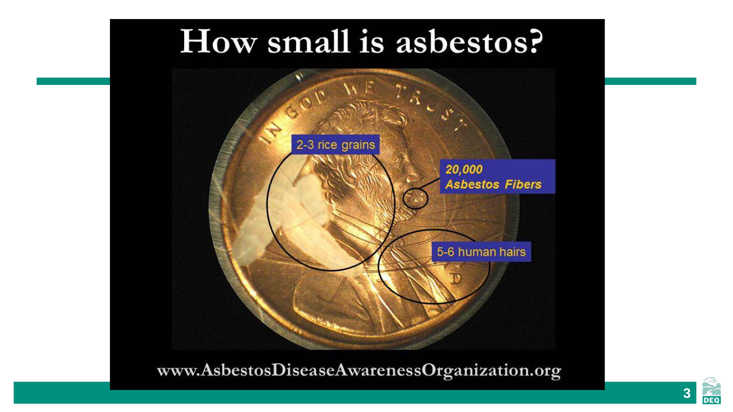# How small is asbestos?

2-3 rice grains

*20,000 Asbestos Fibers*

5-6 human hairs

www.AsbestosDiseaseAwarenessOrganization.org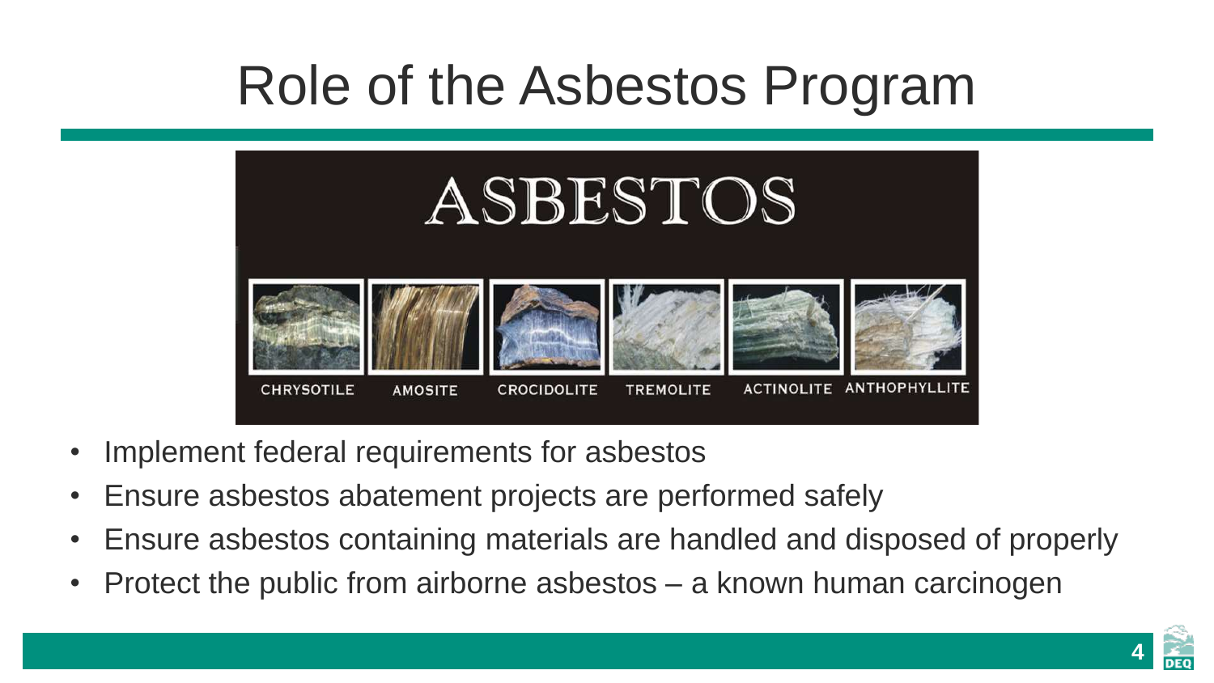# Role of the Asbestos Program

ASBESTOS

CHRYSOTILE AMOSITE CROCIDOLITE TREMOLITE ACTINOLITE ANTHOPHYLLITE

- Implement federal requirements for asbestos
- Ensure asbestos abatement projects are performed safely
- Ensure asbestos containing materials are handled and disposed of properly
- Protect the public from airborne asbestos – a known human carcinogen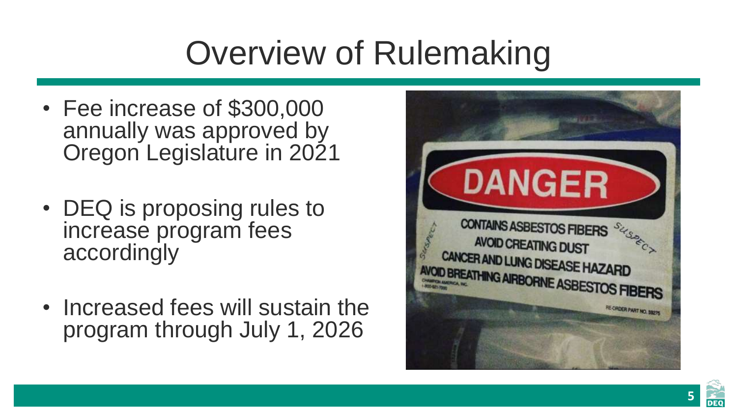# Overview of Rulemaking

- Fee increase of $300,000 annually was approved by Oregon Legislature in 2021
- DEQ is proposing rules to increase program fees accordingly
- Increased fees will sustain the program through July 1, 2026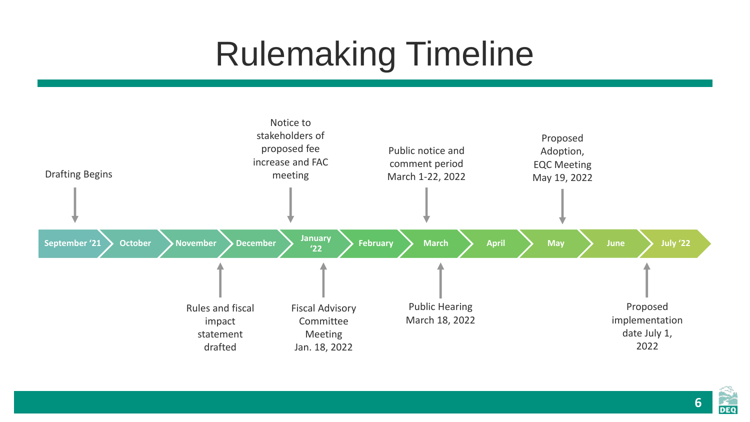# Rulemaking Timeline

| Month | Milestone |
| --- | --- |
| September '21 | Drafting Begins |
| October | |
| November | Rules and fiscal impact statement drafted |
| December | Notice to stakeholders of proposed fee increase and FAC meeting |
| January '22 | Fiscal Advisory Committee Meeting Jan. 18, 2022 |
| February | |
| March | Public notice and comment period March 1-22, 2022 |
| March | Public Hearing March 18, 2022 |
| April | |
| May | Proposed Adoption, EQC Meeting May 19, 2022 |
| June | |
| July '22 | Proposed implementation date July 1, 2022 |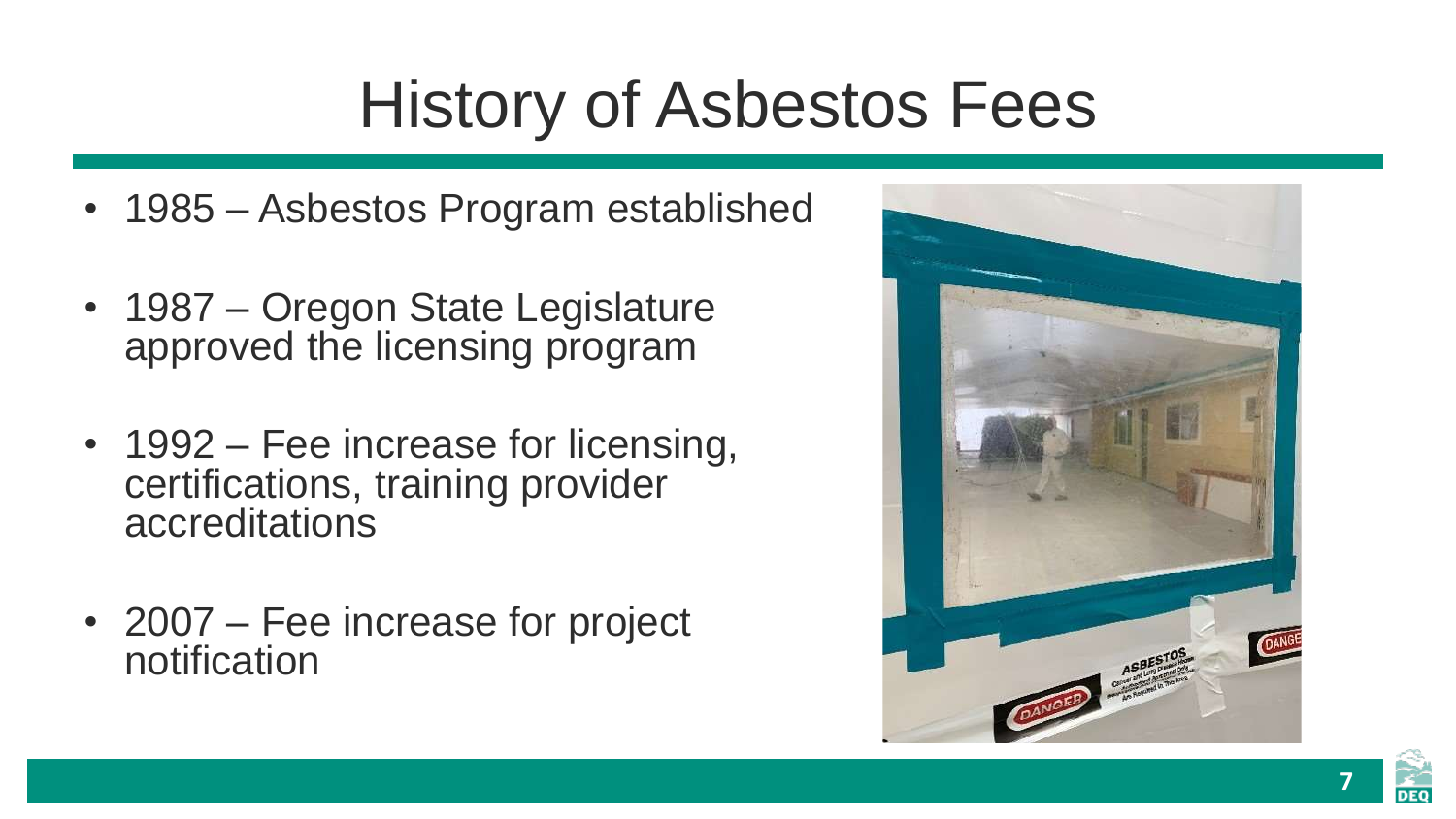# History of Asbestos Fees

- 1985 – Asbestos Program established
- 1987 – Oregon State Legislature approved the licensing program
- 1992 – Fee increase for licensing, certifications, training provider accreditations
- 2007 – Fee increase for project notification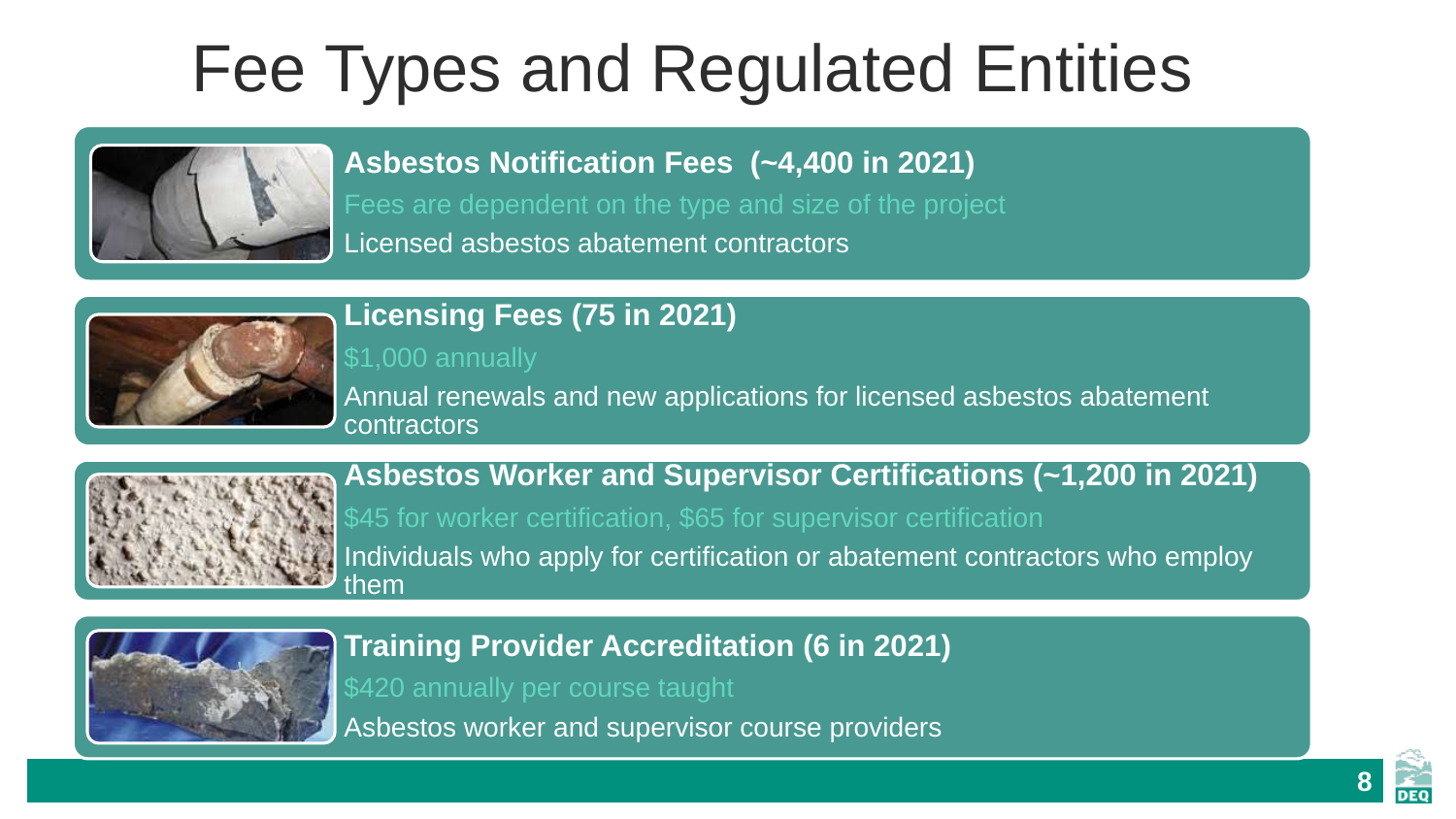# Fee Types and Regulated Entities

**Asbestos Notification Fees (~4,400 in 2021)**

Fees are dependent on the type and size of the project

Licensed asbestos abatement contractors

**Licensing Fees (75 in 2021)**

$1,000 annually

Annual renewals and new applications for licensed asbestos abatement contractors

**Asbestos Worker and Supervisor Certifications (~1,200 in 2021)**

$45 for worker certification, $65 for supervisor certification

Individuals who apply for certification or abatement contractors who employ them

**Training Provider Accreditation (6 in 2021)**

$420 annually per course taught

Asbestos worker and supervisor course providers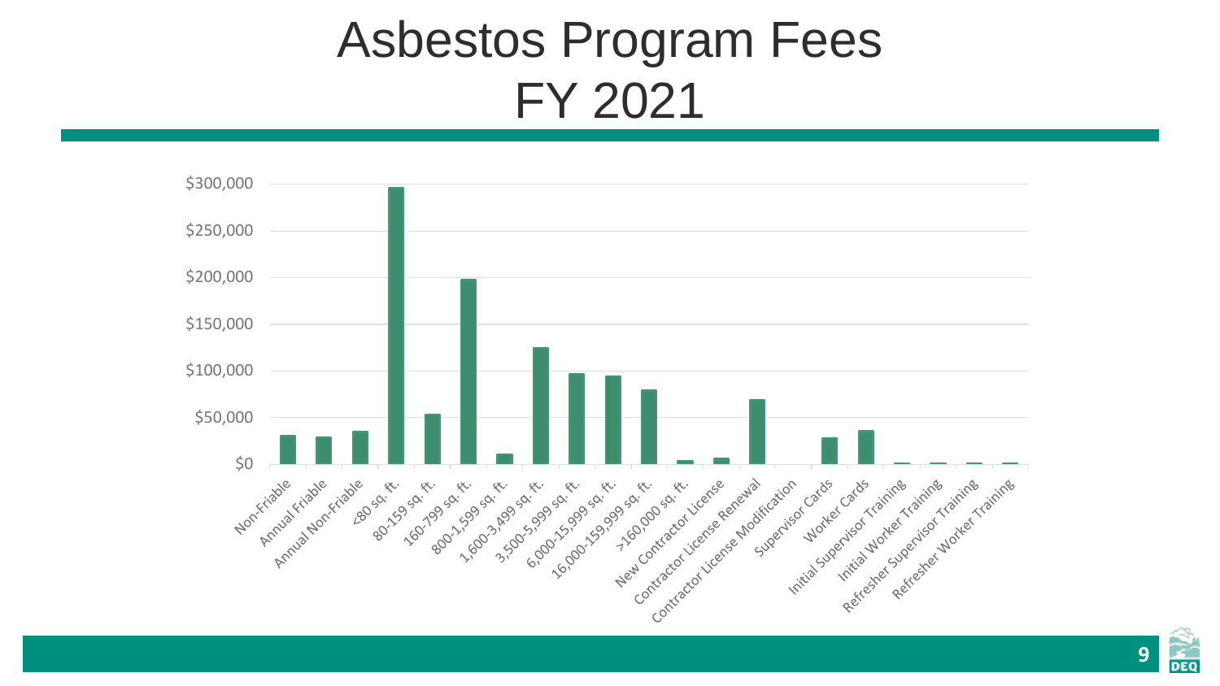# Asbestos Program Fees FY 2021

$300,000
$250,000
$200,000
$150,000
$100,000
$50,000
$0

Non-Friable, Annual Friable, Annual Non-Friable, <80 sq. ft., 80-159 sq. ft., 160-799 sq. ft., 800-1,599 sq. ft., 1,600-3,499 sq. ft., 3,500-5,999 sq. ft., 6,000-15,999 sq. ft., 16,000-159,999 sq. ft., >160,000 sq. ft., New Contractor License, Contractor License Renewal, Contractor License Modification, Supervisor Cards, Worker Cards, Initial Supervisor Training, Initial Worker Training, Refresher Supervisor Training, Refresher Worker Training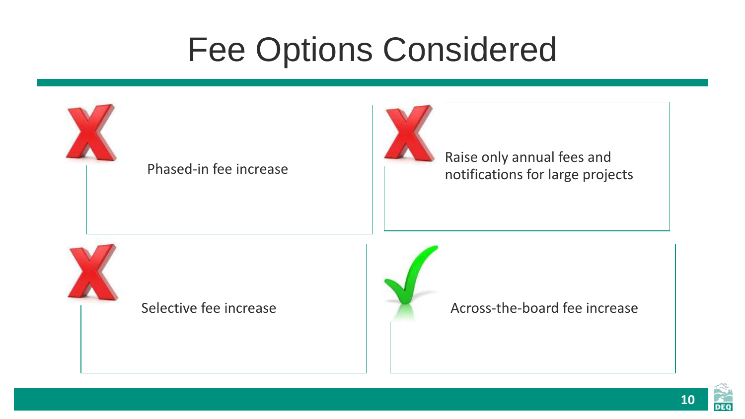# Fee Options Considered

- ✗ Phased-in fee increase
- ✗ Raise only annual fees and notifications for large projects
- ✗ Selective fee increase
- ✓ Across-the-board fee increase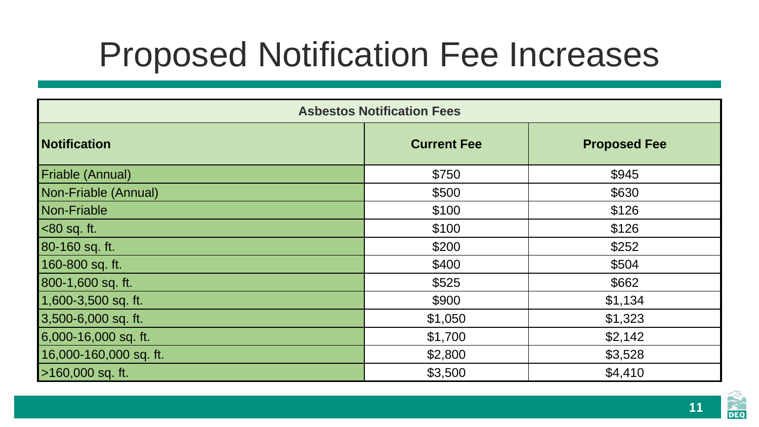# Proposed Notification Fee Increases

| Asbestos Notification Fees | | |
|---|---|---|
| **Notification** | **Current Fee** | **Proposed Fee** |
| Friable (Annual) | $750 | $945 |
| Non-Friable (Annual) | $500 | $630 |
| Non-Friable | $100 | $126 |
| <80 sq. ft. | $100 | $126 |
| 80-160 sq. ft. | $200 | $252 |
| 160-800 sq. ft. | $400 | $504 |
| 800-1,600 sq. ft. | $525 | $662 |
| 1,600-3,500 sq. ft. | $900 | $1,134 |
| 3,500-6,000 sq. ft. | $1,050 | $1,323 |
| 6,000-16,000 sq. ft. | $1,700 | $2,142 |
| 16,000-160,000 sq. ft. | $2,800 | $3,528 |
| >160,000 sq. ft. | $3,500 | $4,410 |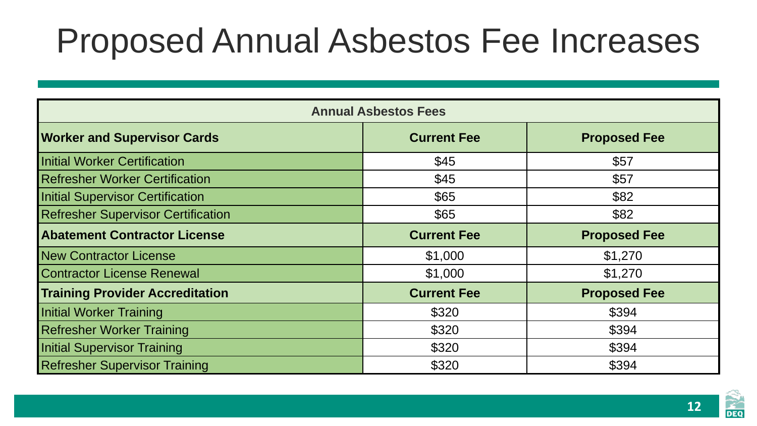# Proposed Annual Asbestos Fees Increases

| Annual Asbestos Fees | | |
|---|---|---|
| **Worker and Supervisor Cards** | **Current Fee** | **Proposed Fee** |
| Initial Worker Certification | $45 | $57 |
| Refresher Worker Certification | $45 | $57 |
| Initial Supervisor Certification | $65 | $82 |
| Refresher Supervisor Certification | $65 | $82 |
| **Abatement Contractor License** | **Current Fee** | **Proposed Fee** |
| New Contractor License | $1,000 | $1,270 |
| Contractor License Renewal | $1,000 | $1,270 |
| **Training Provider Accreditation** | **Current Fee** | **Proposed Fee** |
| Initial Worker Training | $320 | $394 |
| Refresher Worker Training | $320 | $394 |
| Initial Supervisor Training | $320 | $394 |
| Refresher Supervisor Training | $320 | $394 |

# Proposed Annual Asbestos Fee Increases

| Annual Asbestos Fees | | |
|---|---|---|
| **Worker and Supervisor Cards** | **Current Fee** | **Proposed Fee** |
| Initial Worker Certification | $45 | $57 |
| Refresher Worker Certification | $45 | $57 |
| Initial Supervisor Certification | $65 | $82 |
| Refresher Supervisor Certification | $65 | $82 |
| **Abatement Contractor License** | **Current Fee** | **Proposed Fee** |
| New Contractor License | $1,000 | $1,270 |
| Contractor License Renewal | $1,000 | $1,270 |
| **Training Provider Accreditation** | **Current Fee** | **Proposed Fee** |
| Initial Worker Training | $320 | $394 |
| Refresher Worker Training | $320 | $394 |
| Initial Supervisor Training | $320 | $394 |
| Refresher Supervisor Training | $320 | $394 |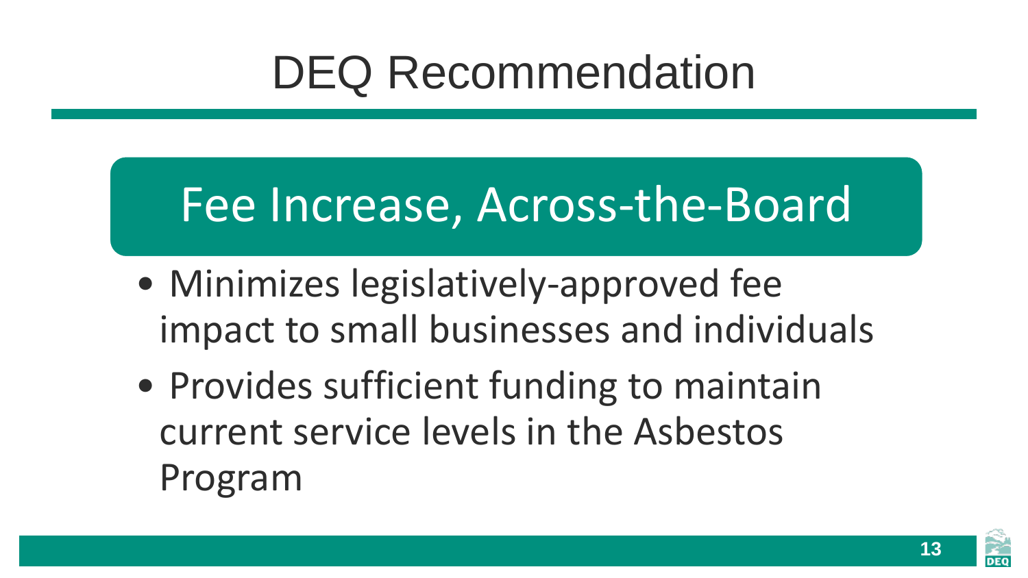# DEQ Recommendation

## Fee Increase, Across-the-Board

- Minimizes legislatively-approved fee impact to small businesses and individuals
- Provides sufficient funding to maintain current service levels in the Asbestos Program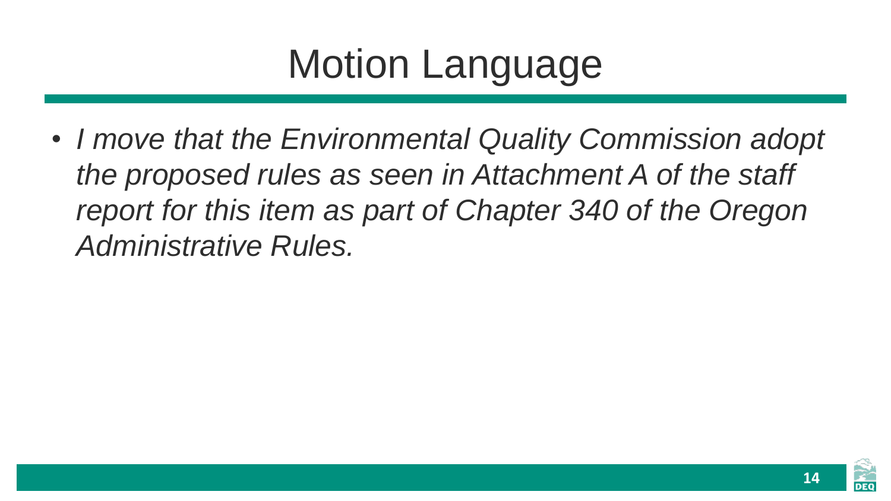# Motion Language

- *I move that the Environmental Quality Commission adopt the proposed rules as seen in Attachment A of the staff report for this item as part of Chapter 340 of the Oregon Administrative Rules.*